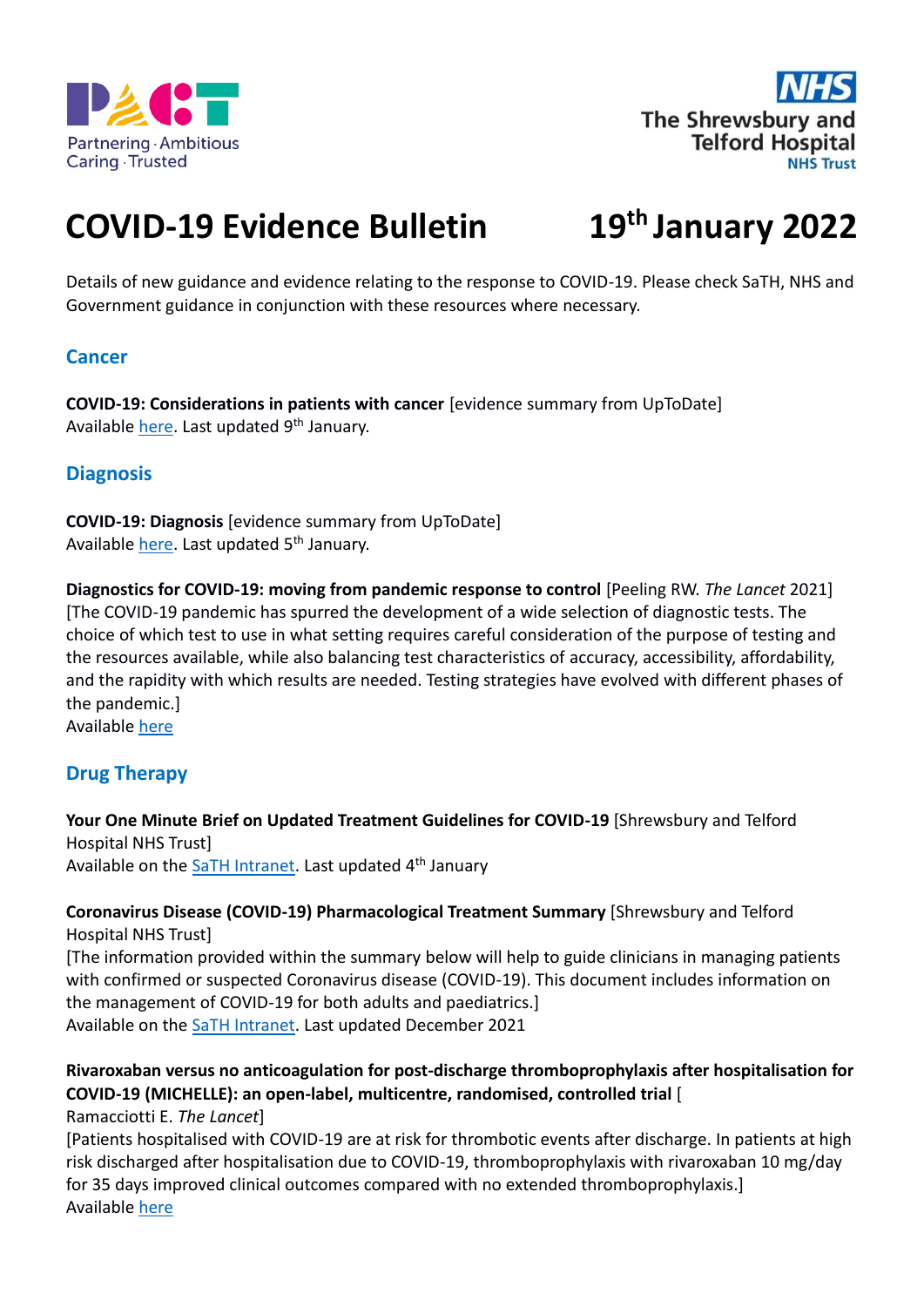PACT
Partnering · Ambitious
Caring · Trusted

NHS
The Shrewsbury and Telford Hospital
NHS Trust

# COVID-19 Evidence Bulletin 19th January 2022

Details of new guidance and evidence relating to the response to COVID-19. Please check SaTH, NHS and Government guidance in conjunction with these resources where necessary.

## Cancer

**COVID-19: Considerations in patients with cancer** [evidence summary from UpToDate]
Available here. Last updated 9th January.

## Diagnosis

**COVID-19: Diagnosis** [evidence summary from UpToDate]
Available here. Last updated 5th January.

**Diagnostics for COVID-19: moving from pandemic response to control** [Peeling RW. *The Lancet* 2021]
[The COVID-19 pandemic has spurred the development of a wide selection of diagnostic tests. The choice of which test to use in what setting requires careful consideration of the purpose of testing and the resources available, while also balancing test characteristics of accuracy, accessibility, affordability, and the rapidity with which results are needed. Testing strategies have evolved with different phases of the pandemic.]
Available here

## Drug Therapy

**Your One Minute Brief on Updated Treatment Guidelines for COVID-19** [Shrewsbury and Telford Hospital NHS Trust]
Available on the SaTH Intranet. Last updated 4th January

**Coronavirus Disease (COVID-19) Pharmacological Treatment Summary** [Shrewsbury and Telford Hospital NHS Trust]
[The information provided within the summary below will help to guide clinicians in managing patients with confirmed or suspected Coronavirus disease (COVID-19). This document includes information on the management of COVID-19 for both adults and paediatrics.]
Available on the SaTH Intranet. Last updated December 2021

**Rivaroxaban versus no anticoagulation for post-discharge thromboprophylaxis after hospitalisation for COVID-19 (MICHELLE): an open-label, multicentre, randomised, controlled trial** [Ramacciotti E. *The Lancet*]
[Patients hospitalised with COVID-19 are at risk for thrombotic events after discharge. In patients at high risk discharged after hospitalisation due to COVID-19, thromboprophylaxis with rivaroxaban 10 mg/day for 35 days improved clinical outcomes compared with no extended thromboprophylaxis.]
Available here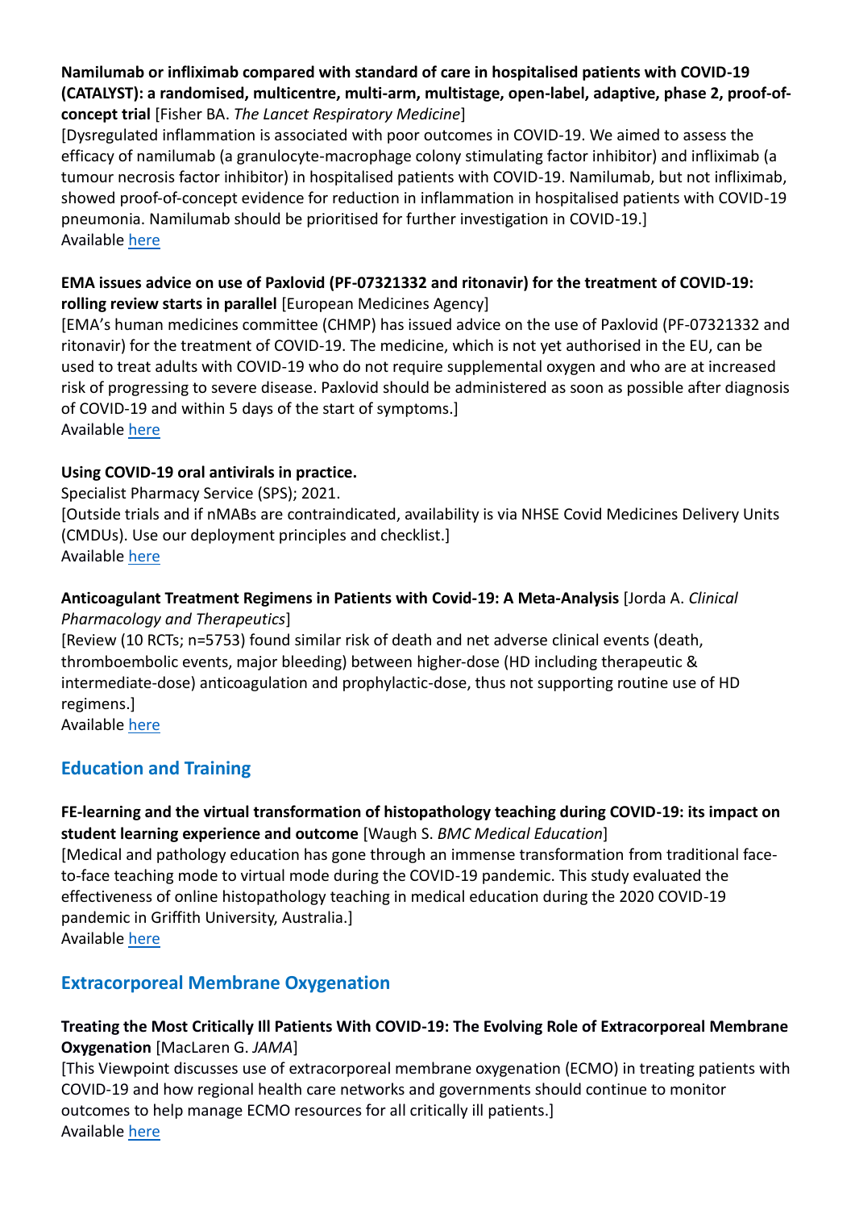**Namilumab or infliximab compared with standard of care in hospitalised patients with COVID-19 (CATALYST): a randomised, multicentre, multi-arm, multistage, open-label, adaptive, phase 2, proof-of-concept trial** [Fisher BA. *The Lancet Respiratory Medicine*]
[Dysregulated inflammation is associated with poor outcomes in COVID-19. We aimed to assess the efficacy of namilumab (a granulocyte-macrophage colony stimulating factor inhibitor) and infliximab (a tumour necrosis factor inhibitor) in hospitalised patients with COVID-19. Namilumab, but not infliximab, showed proof-of-concept evidence for reduction in inflammation in hospitalised patients with COVID-19 pneumonia. Namilumab should be prioritised for further investigation in COVID-19.]
Available here

**EMA issues advice on use of Paxlovid (PF-07321332 and ritonavir) for the treatment of COVID-19: rolling review starts in parallel** [European Medicines Agency]
[EMA's human medicines committee (CHMP) has issued advice on the use of Paxlovid (PF-07321332 and ritonavir) for the treatment of COVID-19. The medicine, which is not yet authorised in the EU, can be used to treat adults with COVID-19 who do not require supplemental oxygen and who are at increased risk of progressing to severe disease. Paxlovid should be administered as soon as possible after diagnosis of COVID-19 and within 5 days of the start of symptoms.]
Available here

**Using COVID-19 oral antivirals in practice.**
Specialist Pharmacy Service (SPS); 2021.
[Outside trials and if nMABs are contraindicated, availability is via NHSE Covid Medicines Delivery Units (CMDUs). Use our deployment principles and checklist.]
Available here

**Anticoagulant Treatment Regimens in Patients with Covid-19: A Meta-Analysis** [Jorda A. *Clinical Pharmacology and Therapeutics*]
[Review (10 RCTs; n=5753) found similar risk of death and net adverse clinical events (death, thromboembolic events, major bleeding) between higher-dose (HD including therapeutic & intermediate-dose) anticoagulation and prophylactic-dose, thus not supporting routine use of HD regimens.]
Available here

## Education and Training

**FE-learning and the virtual transformation of histopathology teaching during COVID-19: its impact on student learning experience and outcome** [Waugh S. *BMC Medical Education*]
[Medical and pathology education has gone through an immense transformation from traditional face-to-face teaching mode to virtual mode during the COVID-19 pandemic. This study evaluated the effectiveness of online histopathology teaching in medical education during the 2020 COVID-19 pandemic in Griffith University, Australia.]
Available here

## Extracorporeal Membrane Oxygenation

**Treating the Most Critically Ill Patients With COVID-19: The Evolving Role of Extracorporeal Membrane Oxygenation** [MacLaren G. *JAMA*]
[This Viewpoint discusses use of extracorporeal membrane oxygenation (ECMO) in treating patients with COVID-19 and how regional health care networks and governments should continue to monitor outcomes to help manage ECMO resources for all critically ill patients.]
Available here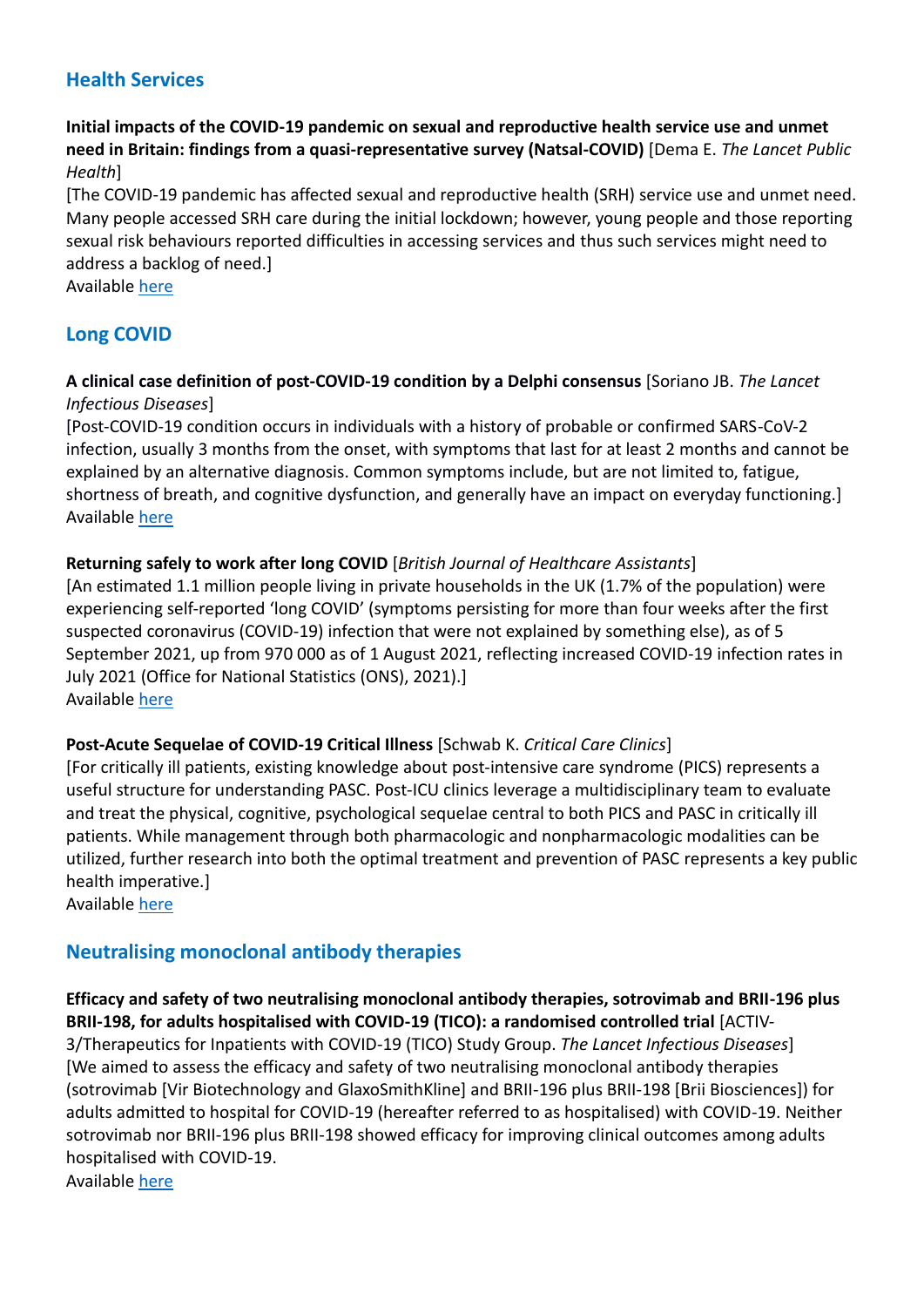## Health Services

**Initial impacts of the COVID-19 pandemic on sexual and reproductive health service use and unmet need in Britain: findings from a quasi-representative survey (Natsal-COVID)** [Dema E. *The Lancet Public Health*]
[The COVID-19 pandemic has affected sexual and reproductive health (SRH) service use and unmet need. Many people accessed SRH care during the initial lockdown; however, young people and those reporting sexual risk behaviours reported difficulties in accessing services and thus such services might need to address a backlog of need.]
Available here

## Long COVID

**A clinical case definition of post-COVID-19 condition by a Delphi consensus** [Soriano JB. *The Lancet Infectious Diseases*]
[Post-COVID-19 condition occurs in individuals with a history of probable or confirmed SARS-CoV-2 infection, usually 3 months from the onset, with symptoms that last for at least 2 months and cannot be explained by an alternative diagnosis. Common symptoms include, but are not limited to, fatigue, shortness of breath, and cognitive dysfunction, and generally have an impact on everyday functioning.]
Available here

**Returning safely to work after long COVID** [*British Journal of Healthcare Assistants*]
[An estimated 1.1 million people living in private households in the UK (1.7% of the population) were experiencing self-reported 'long COVID' (symptoms persisting for more than four weeks after the first suspected coronavirus (COVID-19) infection that were not explained by something else), as of 5 September 2021, up from 970 000 as of 1 August 2021, reflecting increased COVID-19 infection rates in July 2021 (Office for National Statistics (ONS), 2021).]
Available here

**Post-Acute Sequelae of COVID-19 Critical Illness** [Schwab K. *Critical Care Clinics*]
[For critically ill patients, existing knowledge about post-intensive care syndrome (PICS) represents a useful structure for understanding PASC. Post-ICU clinics leverage a multidisciplinary team to evaluate and treat the physical, cognitive, psychological sequelae central to both PICS and PASC in critically ill patients. While management through both pharmacologic and nonpharmacologic modalities can be utilized, further research into both the optimal treatment and prevention of PASC represents a key public health imperative.]
Available here

## Neutralising monoclonal antibody therapies

**Efficacy and safety of two neutralising monoclonal antibody therapies, sotrovimab and BRII-196 plus BRII-198, for adults hospitalised with COVID-19 (TICO): a randomised controlled trial** [ACTIV-3/Therapeutics for Inpatients with COVID-19 (TICO) Study Group. *The Lancet Infectious Diseases*]
[We aimed to assess the efficacy and safety of two neutralising monoclonal antibody therapies (sotrovimab [Vir Biotechnology and GlaxoSmithKline] and BRII-196 plus BRII-198 [Brii Biosciences]) for adults admitted to hospital for COVID-19 (hereafter referred to as hospitalised) with COVID-19. Neither sotrovimab nor BRII-196 plus BRII-198 showed efficacy for improving clinical outcomes among adults hospitalised with COVID-19.
Available here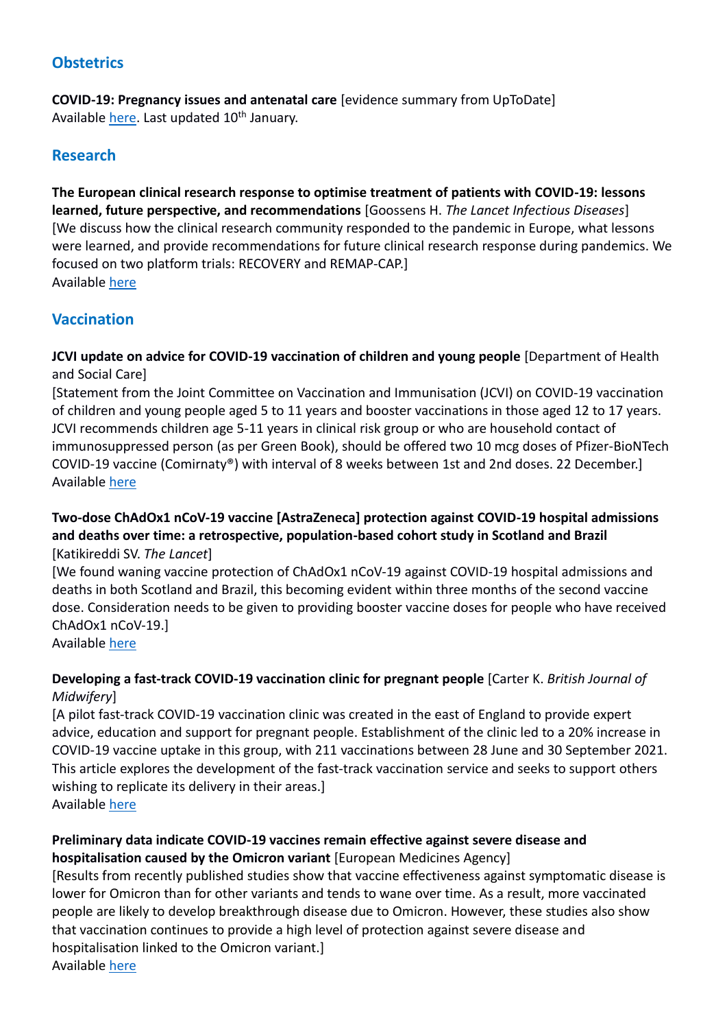## Obstetrics

**COVID-19: Pregnancy issues and antenatal care** [evidence summary from UpToDate]
Available here. Last updated 10th January.

## Research

**The European clinical research response to optimise treatment of patients with COVID-19: lessons learned, future perspective, and recommendations** [Goossens H. *The Lancet Infectious Diseases*]
[We discuss how the clinical research community responded to the pandemic in Europe, what lessons were learned, and provide recommendations for future clinical research response during pandemics. We focused on two platform trials: RECOVERY and REMAP-CAP.]
Available here

## Vaccination

**JCVI update on advice for COVID-19 vaccination of children and young people** [Department of Health and Social Care]
[Statement from the Joint Committee on Vaccination and Immunisation (JCVI) on COVID-19 vaccination of children and young people aged 5 to 11 years and booster vaccinations in those aged 12 to 17 years. JCVI recommends children age 5-11 years in clinical risk group or who are household contact of immunosuppressed person (as per Green Book), should be offered two 10 mcg doses of Pfizer-BioNTech COVID-19 vaccine (Comirnaty®) with interval of 8 weeks between 1st and 2nd doses. 22 December.]
Available here

**Two-dose ChAdOx1 nCoV-19 vaccine [AstraZeneca] protection against COVID-19 hospital admissions and deaths over time: a retrospective, population-based cohort study in Scotland and Brazil** [Katikireddi SV. *The Lancet*]
[We found waning vaccine protection of ChAdOx1 nCoV-19 against COVID-19 hospital admissions and deaths in both Scotland and Brazil, this becoming evident within three months of the second vaccine dose. Consideration needs to be given to providing booster vaccine doses for people who have received ChAdOx1 nCoV-19.]
Available here

**Developing a fast-track COVID-19 vaccination clinic for pregnant people** [Carter K. *British Journal of Midwifery*]
[A pilot fast-track COVID-19 vaccination clinic was created in the east of England to provide expert advice, education and support for pregnant people. Establishment of the clinic led to a 20% increase in COVID-19 vaccine uptake in this group, with 211 vaccinations between 28 June and 30 September 2021. This article explores the development of the fast-track vaccination service and seeks to support others wishing to replicate its delivery in their areas.]
Available here

**Preliminary data indicate COVID-19 vaccines remain effective against severe disease and hospitalisation caused by the Omicron variant** [European Medicines Agency]
[Results from recently published studies show that vaccine effectiveness against symptomatic disease is lower for Omicron than for other variants and tends to wane over time. As a result, more vaccinated people are likely to develop breakthrough disease due to Omicron. However, these studies also show that vaccination continues to provide a high level of protection against severe disease and hospitalisation linked to the Omicron variant.]
Available here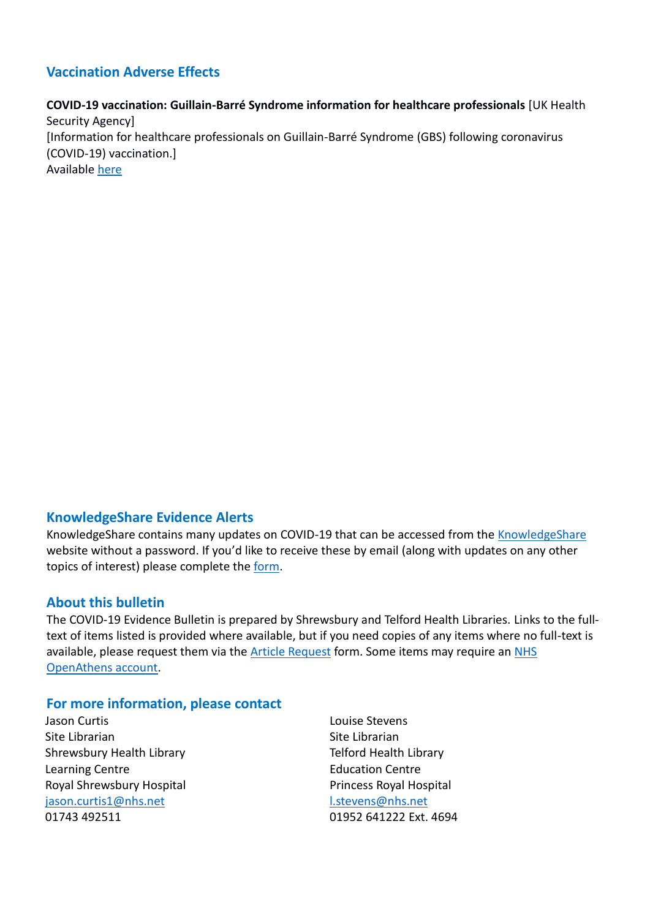## Vaccination Adverse Effects

**COVID-19 vaccination: Guillain-Barré Syndrome information for healthcare professionals** [UK Health Security Agency]
[Information for healthcare professionals on Guillain-Barré Syndrome (GBS) following coronavirus (COVID-19) vaccination.]
Available here

## KnowledgeShare Evidence Alerts

KnowledgeShare contains many updates on COVID-19 that can be accessed from the KnowledgeShare website without a password. If you'd like to receive these by email (along with updates on any other topics of interest) please complete the form.

## About this bulletin

The COVID-19 Evidence Bulletin is prepared by Shrewsbury and Telford Health Libraries. Links to the full-text of items listed is provided where available, but if you need copies of any items where no full-text is available, please request them via the Article Request form. Some items may require an NHS OpenAthens account.

## For more information, please contact

Jason Curtis
Site Librarian
Shrewsbury Health Library
Learning Centre
Royal Shrewsbury Hospital
jason.curtis1@nhs.net
01743 492511

Louise Stevens
Site Librarian
Telford Health Library
Education Centre
Princess Royal Hospital
l.stevens@nhs.net
01952 641222 Ext. 4694